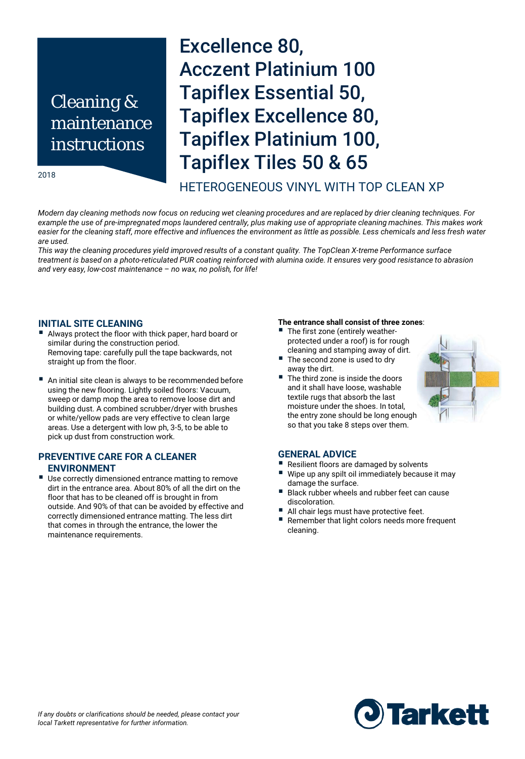# Cleaning & maintenance instructions

2018

# Excellence 80, Acczent Platinium 100 Tapiflex Essential 50, Tapiflex Excellence 80, Tapiflex Platinium 100, Tapiflex Tiles 50 & 65

## HETEROGENEOUS VINYL WITH TOP CLEAN XP

*Modern day cleaning methods now focus on reducing wet cleaning procedures and are replaced by drier cleaning techniques. For example the use of pre-impregnated mops laundered centrally, plus making use of appropriate cleaning machines. This makes work easier for the cleaning staff, more effective and influences the environment as little as possible. Less chemicals and less fresh water are used.*

*This way the cleaning procedures yield improved results of a constant quality. The TopClean X-treme Performance surface treatment is based on a photo-reticulated PUR coating reinforced with alumina oxide. It ensures very good resistance to abrasion and very easy, low-cost maintenance – no wax, no polish, for life!*

## INITIAL SITE CLEANING

- Always protect the floor with thick paper, hard board or similar during the construction period.
  Removing tape: carefully pull the tape backwards, not straight up from the floor.
- An initial site clean is always to be recommended before using the new flooring. Lightly soiled floors: Vacuum, sweep or damp mop the area to remove loose dirt and building dust. A combined scrubber/dryer with brushes or white/yellow pads are very effective to clean large areas. Use a detergent with low ph, 3-5, to be able to pick up dust from construction work.

## PREVENTIVE CARE FOR A CLEANER ENVIRONMENT

- Use correctly dimensioned entrance matting to remove dirt in the entrance area. About 80% of all the dirt on the floor that has to be cleaned off is brought in from outside. And 90% of that can be avoided by effective and correctly dimensioned entrance matting. The less dirt that comes in through the entrance, the lower the maintenance requirements.

**The entrance shall consist of three zones**:

- The first zone (entirely weather-protected under a roof) is for rough cleaning and stamping away of dirt.
- The second zone is used to dry away the dirt.
- The third zone is inside the doors and it shall have loose, washable textile rugs that absorb the last moisture under the shoes. In total, the entry zone should be long enough so that you take 8 steps over them.

## GENERAL ADVICE

- Resilient floors are damaged by solvents
- Wipe up any spilt oil immediately because it may damage the surface.
- Black rubber wheels and rubber feet can cause discoloration.
- All chair legs must have protective feet.
- Remember that light colors needs more frequent cleaning.

*If any doubts or clarifications should be needed, please contact your local Tarkett representative for further information.*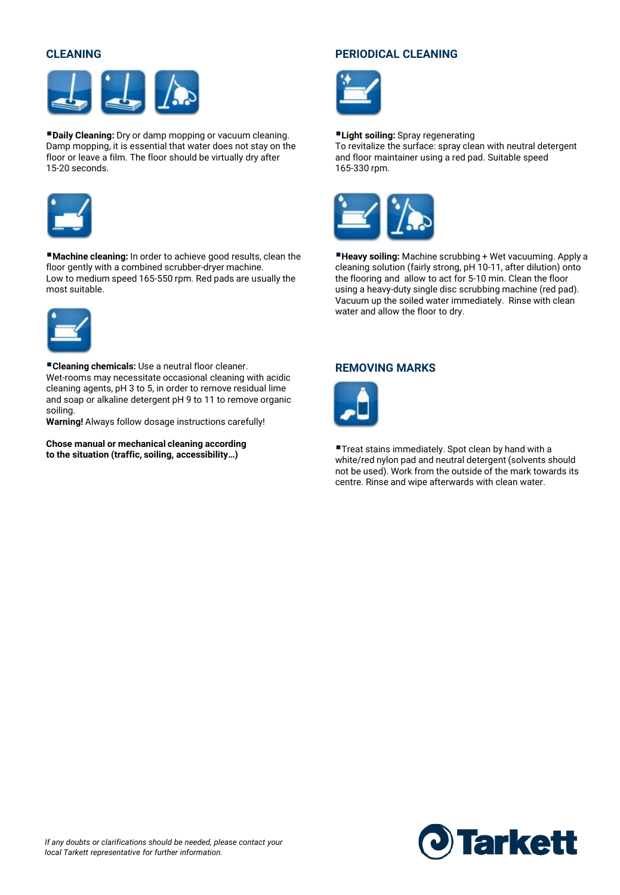## CLEANING

**Daily Cleaning:** Dry or damp mopping or vacuum cleaning. Damp mopping, it is essential that water does not stay on the floor or leave a film. The floor should be virtually dry after 15-20 seconds.

**Machine cleaning:** In order to achieve good results, clean the floor gently with a combined scrubber-dryer machine. Low to medium speed 165-550 rpm. Red pads are usually the most suitable.

**Cleaning chemicals:** Use a neutral floor cleaner. Wet-rooms may necessitate occasional cleaning with acidic cleaning agents, pH 3 to 5, in order to remove residual lime and soap or alkaline detergent pH 9 to 11 to remove organic soiling.
**Warning!** Always follow dosage instructions carefully!

**Chose manual or mechanical cleaning according to the situation (traffic, soiling, accessibility…)**

## PERIODICAL CLEANING

**Light soiling:** Spray regenerating
To revitalize the surface: spray clean with neutral detergent and floor maintainer using a red pad. Suitable speed 165-330 rpm.

**Heavy soiling:** Machine scrubbing + Wet vacuuming. Apply a cleaning solution (fairly strong, pH 10-11, after dilution) onto the flooring and allow to act for 5-10 min. Clean the floor using a heavy-duty single disc scrubbing machine (red pad). Vacuum up the soiled water immediately. Rinse with clean water and allow the floor to dry.

## REMOVING MARKS

Treat stains immediately. Spot clean by hand with a white/red nylon pad and neutral detergent (solvents should not be used). Work from the outside of the mark towards its centre. Rinse and wipe afterwards with clean water.

*If any doubts or clarifications should be needed, please contact your local Tarkett representative for further information.*